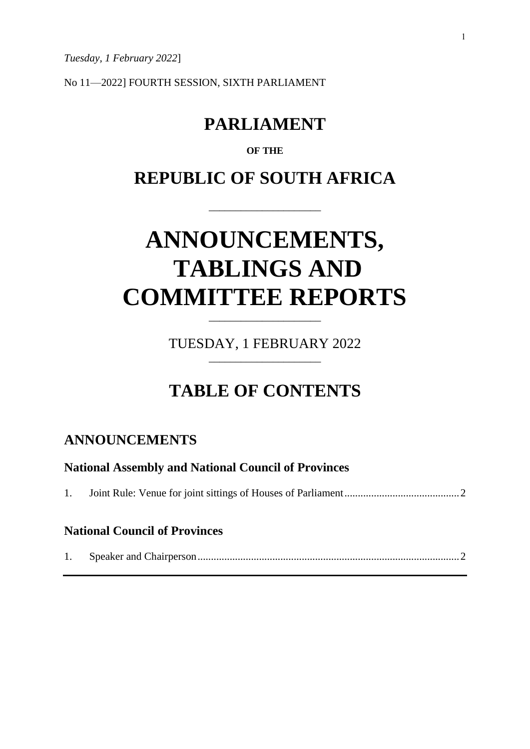*Tuesday, 1 February 2022*]

No 11—2022] FOURTH SESSION, SIXTH PARLIAMENT

# PARLIAMENT

**OF THE**

# REPUBLIC OF SOUTH AFRICA

---

# ANNOUNCEMENTS, TABLINGS AND COMMITTEE REPORTS

---

TUESDAY, 1 FEBRUARY 2022

---

# TABLE OF CONTENTS

## ANNOUNCEMENTS

### National Assembly and National Council of Provinces

1. Joint Rule: Venue for joint sittings of Houses of Parliament ........................................ 2

### National Council of Provinces

1. Speaker and Chairperson ........................................................................................ 2

---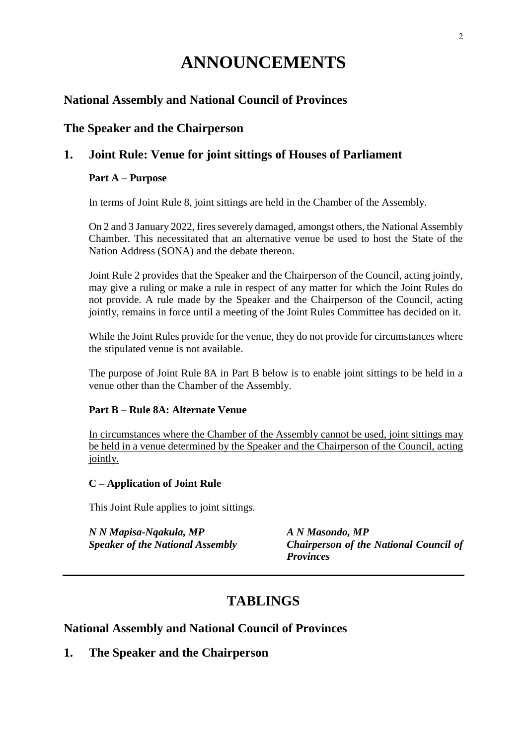# ANNOUNCEMENTS

## National Assembly and National Council of Provinces

## The Speaker and the Chairperson

## 1. Joint Rule: Venue for joint sittings of Houses of Parliament

**Part A – Purpose**

In terms of Joint Rule 8, joint sittings are held in the Chamber of the Assembly.

On 2 and 3 January 2022, fires severely damaged, amongst others, the National Assembly Chamber. This necessitated that an alternative venue be used to host the State of the Nation Address (SONA) and the debate thereon.

Joint Rule 2 provides that the Speaker and the Chairperson of the Council, acting jointly, may give a ruling or make a rule in respect of any matter for which the Joint Rules do not provide. A rule made by the Speaker and the Chairperson of the Council, acting jointly, remains in force until a meeting of the Joint Rules Committee has decided on it.

While the Joint Rules provide for the venue, they do not provide for circumstances where the stipulated venue is not available.

The purpose of Joint Rule 8A in Part B below is to enable joint sittings to be held in a venue other than the Chamber of the Assembly.

**Part B – Rule 8A: Alternate Venue**

<u>In circumstances where the Chamber of the Assembly cannot be used, joint sittings may be held in a venue determined by the Speaker and the Chairperson of the Council, acting jointly.</u>

**C – Application of Joint Rule**

This Joint Rule applies to joint sittings.

***N N Mapisa-Nqakula, MP***
***Speaker of the National Assembly***

***A N Masondo, MP***
***Chairperson of the National Council of Provinces***

---

# TABLINGS

## National Assembly and National Council of Provinces

## 1. The Speaker and the Chairperson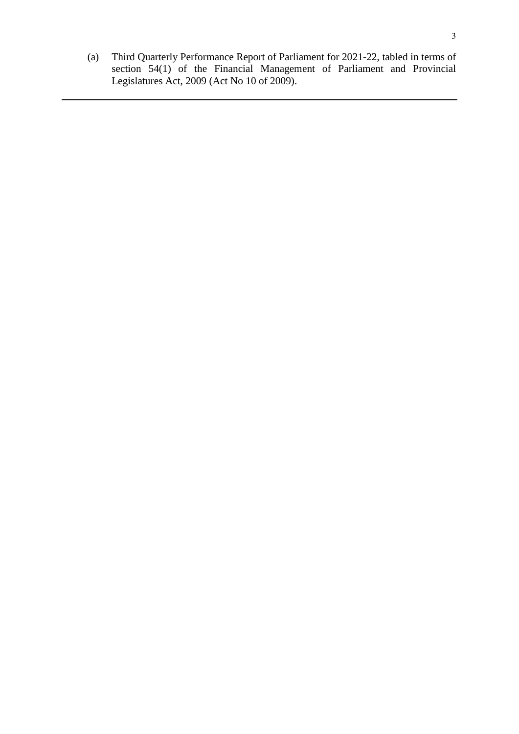(a) Third Quarterly Performance Report of Parliament for 2021-22, tabled in terms of section 54(1) of the Financial Management of Parliament and Provincial Legislatures Act, 2009 (Act No 10 of 2009).

---